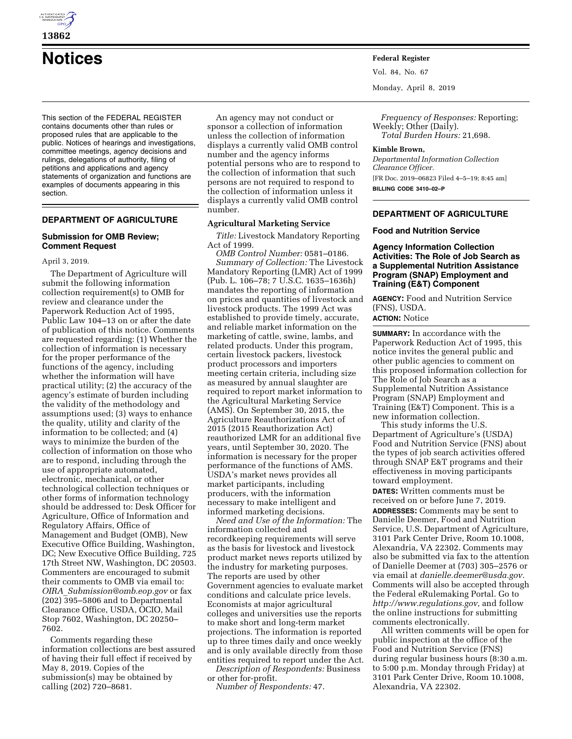# Notices

This section of the FEDERAL REGISTER contains documents other than rules or proposed rules that are applicable to the public. Notices of hearings and investigations, committee meetings, agency decisions and rulings, delegations of authority, filing of petitions and applications and agency statements of organization and functions are examples of documents appearing in this section.

## DEPARTMENT OF AGRICULTURE

### Submission for OMB Review; Comment Request

April 3, 2019.

The Department of Agriculture will submit the following information collection requirement(s) to OMB for review and clearance under the Paperwork Reduction Act of 1995, Public Law 104–13 on or after the date of publication of this notice. Comments are requested regarding: (1) Whether the collection of information is necessary for the proper performance of the functions of the agency, including whether the information will have practical utility; (2) the accuracy of the agency's estimate of burden including the validity of the methodology and assumptions used; (3) ways to enhance the quality, utility and clarity of the information to be collected; and (4) ways to minimize the burden of the collection of information on those who are to respond, including through the use of appropriate automated, electronic, mechanical, or other technological collection techniques or other forms of information technology should be addressed to: Desk Officer for Agriculture, Office of Information and Regulatory Affairs, Office of Management and Budget (OMB), New Executive Office Building, Washington, DC; New Executive Office Building, 725 17th Street NW, Washington, DC 20503. Commenters are encouraged to submit their comments to OMB via email to: *OIRA_Submission@omb.eop.gov* or fax (202) 395–5806 and to Departmental Clearance Office, USDA, OCIO, Mail Stop 7602, Washington, DC 20250–7602.

Comments regarding these information collections are best assured of having their full effect if received by May 8, 2019. Copies of the submission(s) may be obtained by calling (202) 720–8681.

An agency may not conduct or sponsor a collection of information unless the collection of information displays a currently valid OMB control number and the agency informs potential persons who are to respond to the collection of information that such persons are not required to respond to the collection of information unless it displays a currently valid OMB control number.

#### Agricultural Marketing Service

*Title:* Livestock Mandatory Reporting Act of 1999.

*OMB Control Number:* 0581–0186.

*Summary of Collection:* The Livestock Mandatory Reporting (LMR) Act of 1999 (Pub. L. 106–78; 7 U.S.C. 1635–1636h) mandates the reporting of information on prices and quantities of livestock and livestock products. The 1999 Act was established to provide timely, accurate, and reliable market information on the marketing of cattle, swine, lambs, and related products. Under this program, certain livestock packers, livestock product processors and importers meeting certain criteria, including size as measured by annual slaughter are required to report market information to the Agricultural Marketing Service (AMS). On September 30, 2015, the Agriculture Reauthorizations Act of 2015 (2015 Reauthorization Act) reauthorized LMR for an additional five years, until September 30, 2020. The information is necessary for the proper performance of the functions of AMS. USDA's market news provides all market participants, including producers, with the information necessary to make intelligent and informed marketing decisions.

*Need and Use of the Information:* The information collected and recordkeeping requirements will serve as the basis for livestock and livestock product market news reports utilized by the industry for marketing purposes. The reports are used by other Government agencies to evaluate market conditions and calculate price levels. Economists at major agricultural colleges and universities use the reports to make short and long-term market projections. The information is reported up to three times daily and once weekly and is only available directly from those entities required to report under the Act.

*Description of Respondents:* Business or other for-profit.

*Number of Respondents:* 47.

*Frequency of Responses:* Reporting; Weekly; Other (Daily).

*Total Burden Hours:* 21,698.

**Kimble Brown,**

*Departmental Information Collection Clearance Officer.*

[FR Doc. 2019–06823 Filed 4–5–19; 8:45 am]

**BILLING CODE 3410–02–P**

## DEPARTMENT OF AGRICULTURE

### Food and Nutrition Service

### Agency Information Collection Activities: The Role of Job Search as a Supplemental Nutrition Assistance Program (SNAP) Employment and Training (E&T) Component

**AGENCY:** Food and Nutrition Service (FNS), USDA.

**ACTION:** Notice

**SUMMARY:** In accordance with the Paperwork Reduction Act of 1995, this notice invites the general public and other public agencies to comment on this proposed information collection for The Role of Job Search as a Supplemental Nutrition Assistance Program (SNAP) Employment and Training (E&T) Component. This is a new information collection.

This study informs the U.S. Department of Agriculture's (USDA) Food and Nutrition Service (FNS) about the types of job search activities offered through SNAP E&T programs and their effectiveness in moving participants toward employment.

**DATES:** Written comments must be received on or before June 7, 2019.

**ADDRESSES:** Comments may be sent to Danielle Deemer, Food and Nutrition Service, U.S. Department of Agriculture, 3101 Park Center Drive, Room 10.1008, Alexandria, VA 22302. Comments may also be submitted via fax to the attention of Danielle Deemer at (703) 305–2576 or via email at *danielle.deemer@usda.gov.* Comments will also be accepted through the Federal eRulemaking Portal. Go to *http://www.regulations.gov,* and follow the online instructions for submitting comments electronically.

All written comments will be open for public inspection at the office of the Food and Nutrition Service (FNS) during regular business hours (8:30 a.m. to 5:00 p.m. Monday through Friday) at 3101 Park Center Drive, Room 10.1008, Alexandria, VA 22302.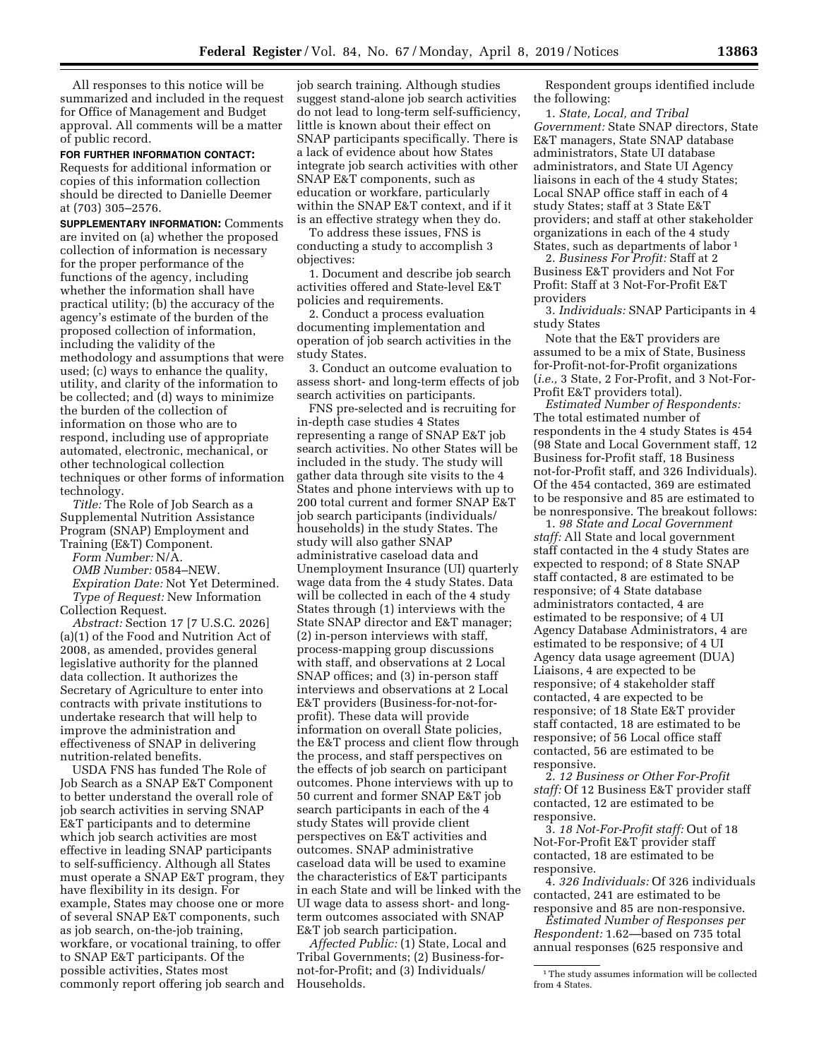All responses to this notice will be summarized and included in the request for Office of Management and Budget approval. All comments will be a matter of public record.

**FOR FURTHER INFORMATION CONTACT:** Requests for additional information or copies of this information collection should be directed to Danielle Deemer at (703) 305–2576.

**SUPPLEMENTARY INFORMATION:** Comments are invited on (a) whether the proposed collection of information is necessary for the proper performance of the functions of the agency, including whether the information shall have practical utility; (b) the accuracy of the agency's estimate of the burden of the proposed collection of information, including the validity of the methodology and assumptions that were used; (c) ways to enhance the quality, utility, and clarity of the information to be collected; and (d) ways to minimize the burden of the collection of information on those who are to respond, including use of appropriate automated, electronic, mechanical, or other technological collection techniques or other forms of information technology.

*Title:* The Role of Job Search as a Supplemental Nutrition Assistance Program (SNAP) Employment and Training (E&T) Component.

*Form Number:* N/A.

*OMB Number:* 0584–NEW.

*Expiration Date:* Not Yet Determined.

*Type of Request:* New Information Collection Request.

*Abstract:* Section 17 [7 U.S.C. 2026] (a)(1) of the Food and Nutrition Act of 2008, as amended, provides general legislative authority for the planned data collection. It authorizes the Secretary of Agriculture to enter into contracts with private institutions to undertake research that will help to improve the administration and effectiveness of SNAP in delivering nutrition-related benefits.

USDA FNS has funded The Role of Job Search as a SNAP E&T Component to better understand the overall role of job search activities in serving SNAP E&T participants and to determine which job search activities are most effective in leading SNAP participants to self-sufficiency. Although all States must operate a SNAP E&T program, they have flexibility in its design. For example, States may choose one or more of several SNAP E&T components, such as job search, on-the-job training, workfare, or vocational training, to offer to SNAP E&T participants. Of the possible activities, States most commonly report offering job search and job search training. Although studies suggest stand-alone job search activities do not lead to long-term self-sufficiency, little is known about their effect on SNAP participants specifically. There is a lack of evidence about how States integrate job search activities with other SNAP E&T components, such as education or workfare, particularly within the SNAP E&T context, and if it is an effective strategy when they do.

To address these issues, FNS is conducting a study to accomplish 3 objectives:

1. Document and describe job search activities offered and State-level E&T policies and requirements.
2. Conduct a process evaluation documenting implementation and operation of job search activities in the study States.
3. Conduct an outcome evaluation to assess short- and long-term effects of job search activities on participants.

FNS pre-selected and is recruiting for in-depth case studies 4 States representing a range of SNAP E&T job search activities. No other States will be included in the study. The study will gather data through site visits to the 4 States and phone interviews with up to 200 total current and former SNAP E&T job search participants (individuals/households) in the study States. The study will also gather SNAP administrative caseload data and Unemployment Insurance (UI) quarterly wage data from the 4 study States. Data will be collected in each of the 4 study States through (1) interviews with the State SNAP director and E&T manager; (2) in-person interviews with staff, process-mapping group discussions with staff, and observations at 2 Local SNAP offices; and (3) in-person staff interviews and observations at 2 Local E&T providers (Business-for-not-for-profit). These data will provide information on overall State policies, the E&T process and client flow through the process, and staff perspectives on the effects of job search on participant outcomes. Phone interviews with up to 50 current and former SNAP E&T job search participants in each of the 4 study States will provide client perspectives on E&T activities and outcomes. SNAP administrative caseload data will be used to examine the characteristics of E&T participants in each State and will be linked with the UI wage data to assess short- and long-term outcomes associated with SNAP E&T job search participation.

*Affected Public:* (1) State, Local and Tribal Governments; (2) Business-for-not-for-Profit; and (3) Individuals/Households.

Respondent groups identified include the following:

1. *State, Local, and Tribal Government:* State SNAP directors, State E&T managers, State SNAP database administrators, State UI database administrators, and State UI Agency liaisons in each of the 4 study States; Local SNAP office staff in each of 4 study States; staff at 3 State E&T providers; and staff at other stakeholder organizations in each of the 4 study States, such as departments of labor [1]
2. *Business For Profit:* Staff at 2 Business E&T providers and Not For Profit: Staff at 3 Not-For-Profit E&T providers
3. *Individuals:* SNAP Participants in 4 study States

Note that the E&T providers are assumed to be a mix of State, Business for-Profit-not-for-Profit organizations (*i.e.,* 3 State, 2 For-Profit, and 3 Not-For-Profit E&T providers total).

*Estimated Number of Respondents:* The total estimated number of respondents in the 4 study States is 454 (98 State and Local Government staff, 12 Business for-Profit staff, 18 Business not-for-Profit staff, and 326 Individuals). Of the 454 contacted, 369 are estimated to be responsive and 85 are estimated to be nonresponsive. The breakout follows:

1. *98 State and Local Government staff:* All State and local government staff contacted in the 4 study States are expected to respond; of 8 State SNAP staff contacted, 8 are estimated to be responsive; of 4 State database administrators contacted, 4 are estimated to be responsive; of 4 UI Agency Database Administrators, 4 are estimated to be responsive; of 4 UI Agency data usage agreement (DUA) Liaisons, 4 are expected to be responsive; of 4 stakeholder staff contacted, 4 are expected to be responsive; of 18 State E&T provider staff contacted, 18 are estimated to be responsive; of 56 Local office staff contacted, 56 are estimated to be responsive.
2. *12 Business or Other For-Profit staff:* Of 12 Business E&T provider staff contacted, 12 are estimated to be responsive.
3. *18 Not-For-Profit staff:* Out of 18 Not-For-Profit E&T provider staff contacted, 18 are estimated to be responsive.
4. *326 Individuals:* Of 326 individuals contacted, 241 are estimated to be responsive and 85 are non-responsive.

*Estimated Number of Responses per Respondent:* 1.62—based on 735 total annual responses (625 responsive and

[1] The study assumes information will be collected from 4 States.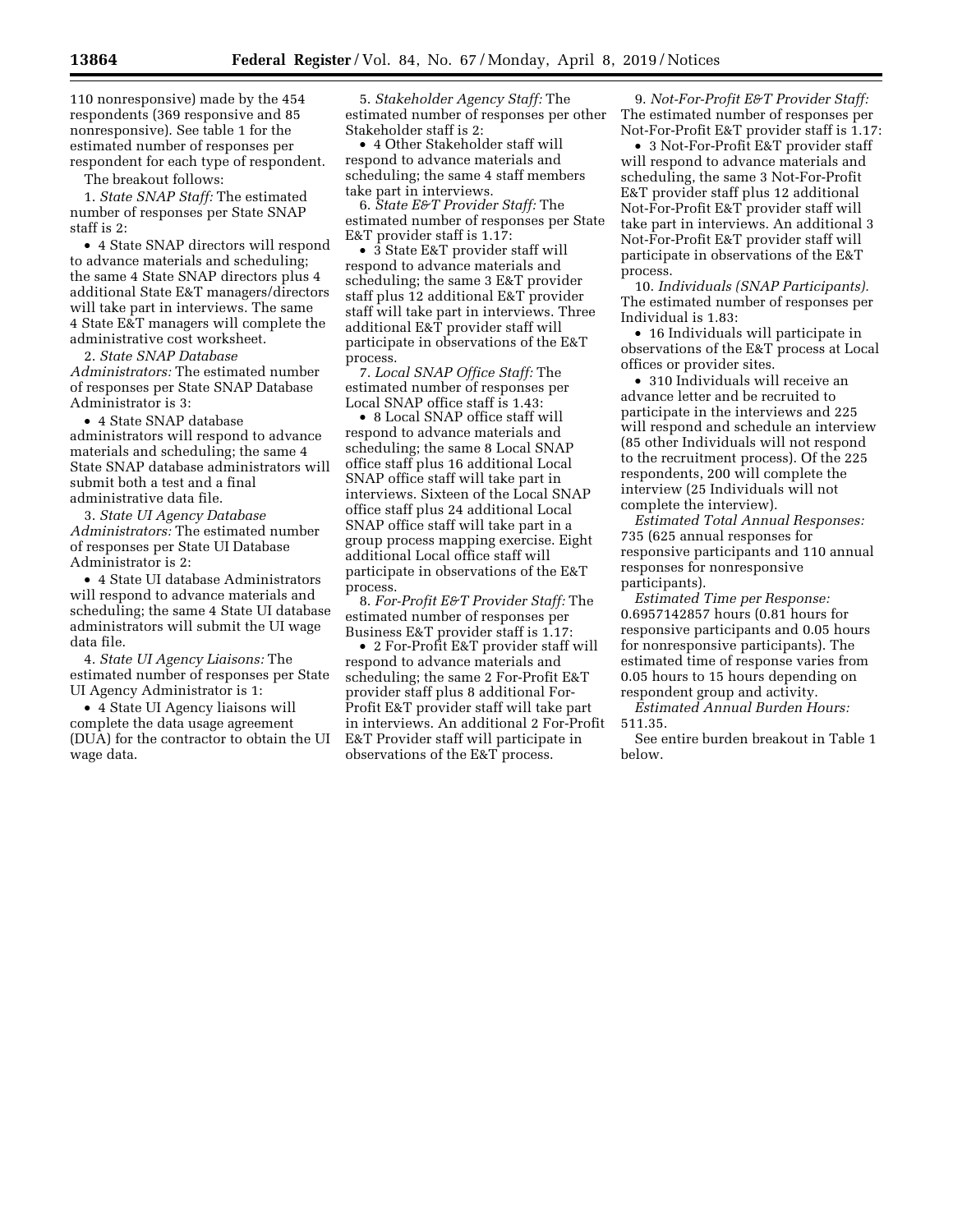110 nonresponsive) made by the 454 respondents (369 responsive and 85 nonresponsive). See table 1 for the estimated number of responses per respondent for each type of respondent.

The breakout follows:

1. *State SNAP Staff:* The estimated number of responses per State SNAP staff is 2:

• 4 State SNAP directors will respond to advance materials and scheduling; the same 4 State SNAP directors plus 4 additional State E&T managers/directors will take part in interviews. The same 4 State E&T managers will complete the administrative cost worksheet.

2. *State SNAP Database Administrators:* The estimated number of responses per State SNAP Database Administrator is 3:

• 4 State SNAP database administrators will respond to advance materials and scheduling; the same 4 State SNAP database administrators will submit both a test and a final administrative data file.

3. *State UI Agency Database Administrators:* The estimated number of responses per State UI Database Administrator is 2:

• 4 State UI database Administrators will respond to advance materials and scheduling; the same 4 State UI database administrators will submit the UI wage data file.

4. *State UI Agency Liaisons:* The estimated number of responses per State UI Agency Administrator is 1:

• 4 State UI Agency liaisons will complete the data usage agreement (DUA) for the contractor to obtain the UI wage data.

5. *Stakeholder Agency Staff:* The estimated number of responses per other Stakeholder staff is 2:

• 4 Other Stakeholder staff will respond to advance materials and scheduling; the same 4 staff members take part in interviews.

6. *State E&T Provider Staff:* The estimated number of responses per State E&T provider staff is 1.17:

• 3 State E&T provider staff will respond to advance materials and scheduling; the same 3 E&T provider staff plus 12 additional E&T provider staff will take part in interviews. Three additional E&T provider staff will participate in observations of the E&T process.

7. *Local SNAP Office Staff:* The estimated number of responses per Local SNAP office staff is 1.43:

• 8 Local SNAP office staff will respond to advance materials and scheduling; the same 8 Local SNAP office staff plus 16 additional Local SNAP office staff will take part in interviews. Sixteen of the Local SNAP office staff plus 24 additional Local SNAP office staff will take part in a group process mapping exercise. Eight additional Local office staff will participate in observations of the E&T process.

8. *For-Profit E&T Provider Staff:* The estimated number of responses per Business E&T provider staff is 1.17:

• 2 For-Profit E&T provider staff will respond to advance materials and scheduling; the same 2 For-Profit E&T provider staff plus 8 additional For-Profit E&T provider staff will take part in interviews. An additional 2 For-Profit E&T Provider staff will participate in observations of the E&T process.

9. *Not-For-Profit E&T Provider Staff:* The estimated number of responses per Not-For-Profit E&T provider staff is 1.17:

• 3 Not-For-Profit E&T provider staff will respond to advance materials and scheduling, the same 3 Not-For-Profit E&T provider staff plus 12 additional Not-For-Profit E&T provider staff will take part in interviews. An additional 3 Not-For-Profit E&T provider staff will participate in observations of the E&T process.

10. *Individuals (SNAP Participants).* The estimated number of responses per Individual is 1.83:

• 16 Individuals will participate in observations of the E&T process at Local offices or provider sites.

• 310 Individuals will receive an advance letter and be recruited to participate in the interviews and 225 will respond and schedule an interview (85 other Individuals will not respond to the recruitment process). Of the 225 respondents, 200 will complete the interview (25 Individuals will not complete the interview).

*Estimated Total Annual Responses:* 735 (625 annual responses for responsive participants and 110 annual responses for nonresponsive participants).

*Estimated Time per Response:* 0.6957142857 hours (0.81 hours for responsive participants and 0.05 hours for nonresponsive participants). The estimated time of response varies from 0.05 hours to 15 hours depending on respondent group and activity.

*Estimated Annual Burden Hours:* 511.35.

See entire burden breakout in Table 1 below.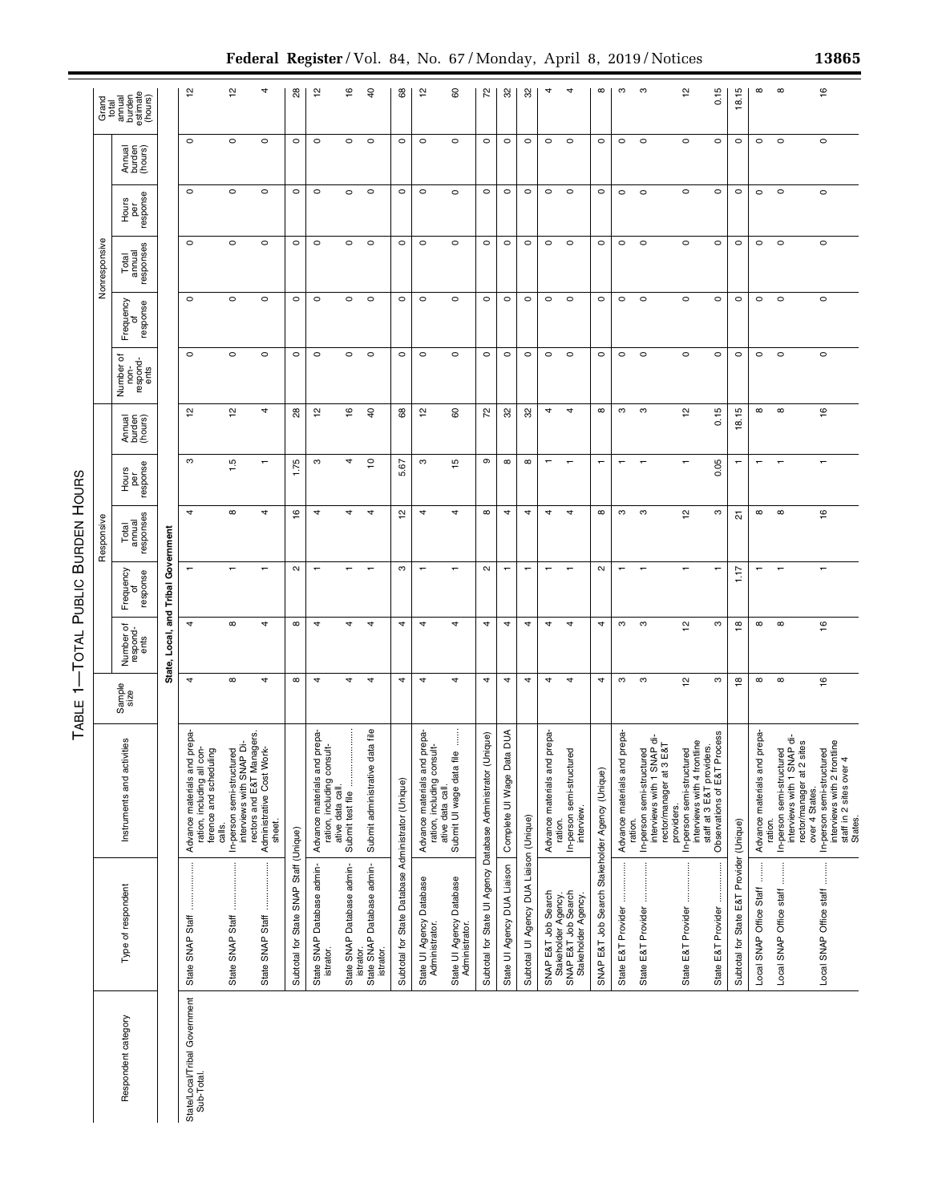TABLE 1—TOTAL PUBLIC BURDEN HOURS

| Respondent category | Type of respondent | Instruments and activities | Sample size | Responsive | | | | | Nonresponsive | | | | | Grand total annual burden estimate (hours) |
|---|---|---|---|---|---|---|---|---|---|---|---|---|---|---|
| | | | | Number of respondents | Frequency of response | Total annual responses | Hours per response | Annual burden (hours) | Number of non-respondents | Frequency of response | Total annual responses | Hours per response | Annual burden (hours) | |
| | | | | **State, Local, and Tribal Government** | | | | | | | | | | |
| State/Local/Tribal Government Sub-Total. | State SNAP Staff | Advance materials and preparation, including all conference and scheduling calls. | 4 | 4 | 1 | 4 | 3 | 12 | 0 | 0 | 0 | 0 | 0 | 12 |
| | State SNAP Staff | In-person semi-structured interviews with SNAP Directors and E&T Managers. | 8 | 8 | 1 | 8 | 1.5 | 12 | 0 | 0 | 0 | 0 | 0 | 12 |
| | State SNAP Staff | Administrative Cost Worksheet. | 4 | 4 | 1 | 4 | 1 | 4 | 0 | 0 | 0 | 0 | 0 | 4 |
| | Subtotal for State SNAP Staff (Unique) | | 8 | 8 | 2 | 16 | 1.75 | 28 | 0 | 0 | 0 | 0 | 0 | 28 |
| | State SNAP Database administrator. | Advance materials and preparation, including consultative data call. | 4 | 4 | 1 | 4 | 3 | 12 | 0 | 0 | 0 | 0 | 0 | 12 |
| | State SNAP Database administrator. | Submit test file | 4 | 4 | 1 | 4 | 4 | 16 | 0 | 0 | 0 | 0 | 0 | 16 |
| | State SNAP Database administrator. | Submit administrative data file | 4 | 4 | 1 | 4 | 10 | 40 | 0 | 0 | 0 | 0 | 0 | 40 |
| | Subtotal for State Database Administrator (Unique) | | 4 | 4 | 3 | 12 | 5.67 | 68 | 0 | 0 | 0 | 0 | 0 | 68 |
| | State UI Agency Database Administrator. | Advance materials and preparation, including consultative data call. | 4 | 4 | 1 | 4 | 3 | 12 | 0 | 0 | 0 | 0 | 0 | 12 |
| | State UI Agency Database Administrator. | Submit UI wage data file | 4 | 4 | 1 | 4 | 15 | 60 | 0 | 0 | 0 | 0 | 0 | 60 |
| | Subtotal for State UI Agency Database Administrator (Unique) | | 4 | 4 | 2 | 8 | 9 | 72 | 0 | 0 | 0 | 0 | 0 | 72 |
| | State UI Agency DUA Liaison | Complete UI Wage Data DUA | 4 | 4 | 1 | 4 | 8 | 32 | 0 | 0 | 0 | 0 | 0 | 32 |
| | Subtotal UI Agency DUA Liaison (Unique) | | 4 | 4 | 1 | 4 | 8 | 32 | 0 | 0 | 0 | 0 | 0 | 32 |
| | SNAP E&T Job Search Stakeholder Agency. | Advance materials and preparation. | 4 | 4 | 1 | 4 | 1 | 4 | 0 | 0 | 0 | 0 | 0 | 4 |
| | SNAP E&T Job Search Stakeholder Agency. | In-person semi-structured interview. | 4 | 4 | 1 | 4 | 1 | 4 | 0 | 0 | 0 | 0 | 0 | 4 |
| | SNAP E&T Job Search Stakeholder Agency (Unique) | | 4 | 4 | 2 | 8 | 1 | 8 | 0 | 0 | 0 | 0 | 0 | 8 |
| | State E&T Provider | Advance materials and preparation. | 3 | 3 | 1 | 3 | 1 | 3 | 0 | 0 | 0 | 0 | 0 | 3 |
| | State E&T Provider | In-person semi-structured interviews with 1 SNAP director/manager at 3 E&T providers. | 3 | 3 | 1 | 3 | 1 | 3 | 0 | 0 | 0 | 0 | 0 | 3 |
| | State E&T Provider | In-person semi-structured interviews with 4 frontline staff at 3 E&T providers. | 12 | 12 | 1 | 12 | 1 | 12 | 0 | 0 | 0 | 0 | 0 | 12 |
| | State E&T Provider | Observations of E&T Process | 3 | 3 | 1 | 3 | 0.05 | 0.15 | 0 | 0 | 0 | 0 | 0 | 0.15 |
| | Subtotal for State E&T Provider (Unique) | | 18 | 18 | 1.17 | 21 | 1 | 18.15 | 0 | 0 | 0 | 0 | 0 | 18.15 |
| | Local SNAP Office Staff | Advance materials and preparation. | 8 | 8 | 1 | 8 | 1 | 8 | 0 | 0 | 0 | 0 | 0 | 8 |
| | Local SNAP Office staff | In-person semi-structured interviews with 1 SNAP director/manager at 2 sites over 4 States. | 8 | 8 | 1 | 8 | 1 | 8 | 0 | 0 | 0 | 0 | 0 | 8 |
| | Local SNAP Office staff | In-person semi-structured interviews with 2 frontline staff in 2 sites over 4 States. | 16 | 16 | 1 | 16 | 1 | 16 | 0 | 0 | 0 | 0 | 0 | 16 |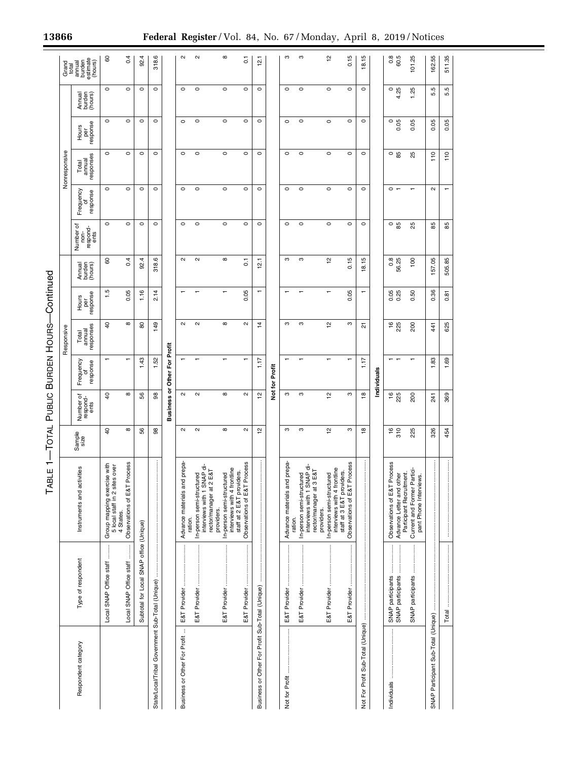TABLE 1—TOTAL PUBLIC BURDEN HOURS—Continued

| Respondent category | Type of respondent | Instruments and activities | Sample size | Responsive | | | | Nonresponsive | | | | | Grand total annual burden estimate (hours) |
|---|---|---|---|---|---|---|---|---|---|---|---|---|---|
| | | | | Number of respond-ents | Frequency of response | Total annual responses | Hours per response | Annual burden (hours) | Number of non-respond-ents | Frequency of response | Total annual responses | Hours per response | Annual burden (hours) | |
| | Local SNAP Office staff | Group mapping exercise with 5 local staff in 2 sites over 4 States. | 40 | 40 | 1 | 40 | 1.5 | 60 | 0 | 0 | 0 | 0 | 0 | 60 |
| | Local SNAP Office staff | Observations of E&T Process | 8 | 8 | 1 | 8 | 0.05 | 0.4 | 0 | 0 | 0 | 0 | 0 | 0.4 |
| | Subtotal for Local SNAP office (Unique) | | 56 | 56 | 1.43 | 80 | 1.16 | 92.4 | 0 | 0 | 0 | 0 | 0 | 92.4 |
| State/Local/Tribal Government Sub-Total (Unique) | | | 98 | 98 | 1.52 | 149 | 2.14 | 318.6 | 0 | 0 | 0 | 0 | 0 | 318.6 |
| **Business or Other For Profit** | | | | | | | | | | | | | | |
| Business or Other For Profit | E&T Provider | Advance materials and preparation. | 2 | 2 | 1 | 2 | 1 | 2 | 0 | 0 | 0 | 0 | 0 | 2 |
| | E&T Provider | In-person semi-structured interviews with 1 SNAP director/manager at 2 E&T providers. | 2 | 2 | 1 | 2 | 1 | 2 | 0 | 0 | 0 | 0 | 0 | 2 |
| | E&T Provider | In-person semi-structured interviews with 4 frontline staff at 2 E&T providers. | 8 | 8 | 1 | 8 | 1 | 8 | 0 | 0 | 0 | 0 | 0 | 8 |
| | E&T Provider | Observations of E&T Process | 2 | 2 | 1 | 2 | 0.05 | 0.1 | 0 | 0 | 0 | 0 | 0 | 0.1 |
| Business or Other For Profit Sub-Total (Unique) | | | 12 | 12 | 1.17 | 14 | 1 | 12.1 | 0 | 0 | 0 | 0 | 0 | 12.1 |
| **Not for Profit** | | | | | | | | | | | | | | |
| Not for Profit | E&T Provider | Advance materials and preparation. | 3 | 3 | 1 | 3 | 1 | 3 | 0 | 0 | 0 | 0 | 0 | 3 |
| | E&T Provider | In-person semi-structured interviews with 1 SNAP director/manager at 3 E&T providers. | 3 | 3 | 1 | 3 | 1 | 3 | 0 | 0 | 0 | 0 | 0 | 3 |
| | E&T Provider | In-person semi-structured interviews with 4 frontline staff at 3 E&T providers. | 12 | 12 | 1 | 12 | 1 | 12 | 0 | 0 | 0 | 0 | 0 | 12 |
| | E&T Provider | Observations of E&T Process | 3 | 3 | 1 | 3 | 0.05 | 0.15 | 0 | 0 | 0 | 0 | 0 | 0.15 |
| Not For Profit Sub-Total (Unique) | | | 18 | 18 | 1.17 | 21 | 1 | 18.15 | 0 | 0 | 0 | 0 | 0 | 18.15 |
| **Individuals** | | | | | | | | | | | | | | |
| Individuals | SNAP participants | Observations of E&T Process | 16 | 16 | 1 | 16 | 0.05 | 0.8 | 0 | 0 | 0 | 0 | 0 | 0.8 |
| | SNAP participants | Advance Letter and other Participant Recruitment. | 310 | 225 | 1 | 225 | 0.25 | 56.25 | 85 | 1 | 85 | 0.05 | 4.25 | 60.5 |
| | SNAP participants | Current and Former Participant Phone Interviews. | 225 | 200 | 1 | 200 | 0.50 | 100 | 25 | 1 | 25 | 0.05 | 1.25 | 101.25 |
| SNAP Participant Sub-Total (Unique) | | | 326 | 241 | 1.83 | 441 | 0.36 | 157.05 | 85 | 2 | 110 | 0.05 | 5.5 | 162.55 |
| | Total | | 454 | 369 | 1.69 | 625 | 0.81 | 505.85 | 85 | 1 | 110 | 0.05 | 5.5 | 511.35 |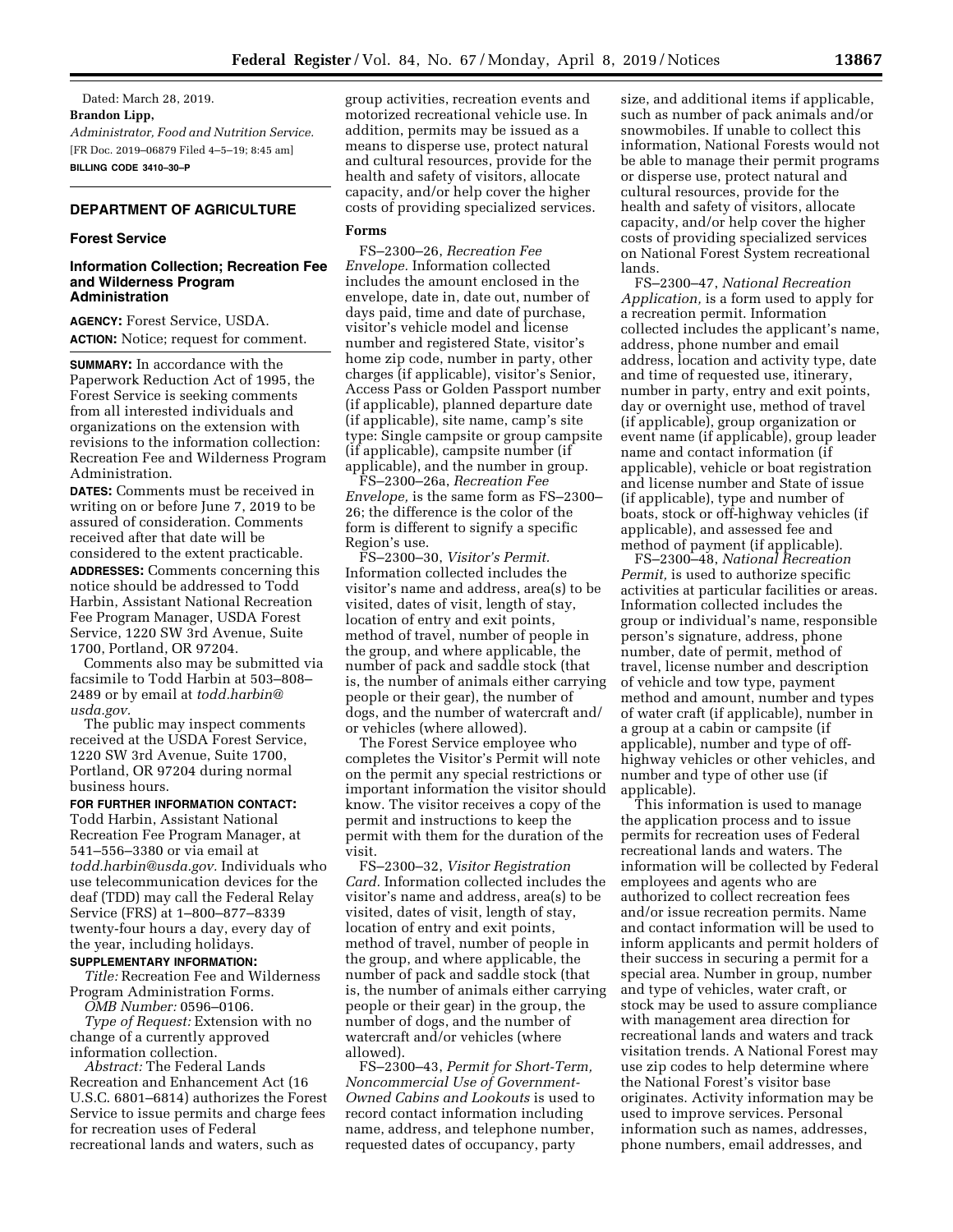Dated: March 28, 2019.

**Brandon Lipp,**

*Administrator, Food and Nutrition Service.*

[FR Doc. 2019–06879 Filed 4–5–19; 8:45 am]

**BILLING CODE 3410–30–P**

## DEPARTMENT OF AGRICULTURE

### Forest Service

### Information Collection; Recreation Fee and Wilderness Program Administration

**AGENCY:** Forest Service, USDA.

**ACTION:** Notice; request for comment.

**SUMMARY:** In accordance with the Paperwork Reduction Act of 1995, the Forest Service is seeking comments from all interested individuals and organizations on the extension with revisions to the information collection: Recreation Fee and Wilderness Program Administration.

**DATES:** Comments must be received in writing on or before June 7, 2019 to be assured of consideration. Comments received after that date will be considered to the extent practicable.

**ADDRESSES:** Comments concerning this notice should be addressed to Todd Harbin, Assistant National Recreation Fee Program Manager, USDA Forest Service, 1220 SW 3rd Avenue, Suite 1700, Portland, OR 97204.

Comments also may be submitted via facsimile to Todd Harbin at 503–808–2489 or by email at *todd.harbin@usda.gov.*

The public may inspect comments received at the USDA Forest Service, 1220 SW 3rd Avenue, Suite 1700, Portland, OR 97204 during normal business hours.

**FOR FURTHER INFORMATION CONTACT:** Todd Harbin, Assistant National Recreation Fee Program Manager, at 541–556–3380 or via email at *todd.harbin@usda.gov.* Individuals who use telecommunication devices for the deaf (TDD) may call the Federal Relay Service (FRS) at 1–800–877–8339 twenty-four hours a day, every day of the year, including holidays.

**SUPPLEMENTARY INFORMATION:**

*Title:* Recreation Fee and Wilderness Program Administration Forms.

*OMB Number:* 0596–0106.

*Type of Request:* Extension with no change of a currently approved information collection.

*Abstract:* The Federal Lands Recreation and Enhancement Act (16 U.S.C. 6801–6814) authorizes the Forest Service to issue permits and charge fees for recreation uses of Federal recreational lands and waters, such as group activities, recreation events and motorized recreational vehicle use. In addition, permits may be issued as a means to disperse use, protect natural and cultural resources, provide for the health and safety of visitors, allocate capacity, and/or help cover the higher costs of providing specialized services.

**Forms**

FS–2300–26, *Recreation Fee Envelope.* Information collected includes the amount enclosed in the envelope, date in, date out, number of days paid, time and date of purchase, visitor's vehicle model and license number and registered State, visitor's home zip code, number in party, other charges (if applicable), visitor's Senior, Access Pass or Golden Passport number (if applicable), planned departure date (if applicable), site name, camp's site type: Single campsite or group campsite (if applicable), campsite number (if applicable), and the number in group.

FS–2300–26a, *Recreation Fee Envelope,* is the same form as FS–2300–26; the difference is the color of the form is different to signify a specific Region's use.

FS–2300–30, *Visitor's Permit.* Information collected includes the visitor's name and address, area(s) to be visited, dates of visit, length of stay, location of entry and exit points, method of travel, number of people in the group, and where applicable, the number of pack and saddle stock (that is, the number of animals either carrying people or their gear), the number of dogs, and the number of watercraft and/or vehicles (where allowed).

The Forest Service employee who completes the Visitor's Permit will note on the permit any special restrictions or important information the visitor should know. The visitor receives a copy of the permit and instructions to keep the permit with them for the duration of the visit.

FS–2300–32, *Visitor Registration Card.* Information collected includes the visitor's name and address, area(s) to be visited, dates of visit, length of stay, location of entry and exit points, method of travel, number of people in the group, and where applicable, the number of pack and saddle stock (that is, the number of animals either carrying people or their gear) in the group, the number of dogs, and the number of watercraft and/or vehicles (where allowed).

FS–2300–43, *Permit for Short-Term, Noncommercial Use of Government-Owned Cabins and Lookouts* is used to record contact information including name, address, and telephone number, requested dates of occupancy, party size, and additional items if applicable, such as number of pack animals and/or snowmobiles. If unable to collect this information, National Forests would not be able to manage their permit programs or disperse use, protect natural and cultural resources, provide for the health and safety of visitors, allocate capacity, and/or help cover the higher costs of providing specialized services on National Forest System recreational lands.

FS–2300–47, *National Recreation Application,* is a form used to apply for a recreation permit. Information collected includes the applicant's name, address, phone number and email address, location and activity type, date and time of requested use, itinerary, number in party, entry and exit points, day or overnight use, method of travel (if applicable), group organization or event name (if applicable), group leader name and contact information (if applicable), vehicle or boat registration and license number and State of issue (if applicable), type and number of boats, stock or off-highway vehicles (if applicable), and assessed fee and method of payment (if applicable).

FS–2300–48, *National Recreation Permit,* is used to authorize specific activities at particular facilities or areas. Information collected includes the group or individual's name, responsible person's signature, address, phone number, date of permit, method of travel, license number and description of vehicle and tow type, payment method and amount, number and types of water craft (if applicable), number in a group at a cabin or campsite (if applicable), number and type of off-highway vehicles or other vehicles, and number and type of other use (if applicable).

This information is used to manage the application process and to issue permits for recreation uses of Federal recreational lands and waters. The information will be collected by Federal employees and agents who are authorized to collect recreation fees and/or issue recreation permits. Name and contact information will be used to inform applicants and permit holders of their success in securing a permit for a special area. Number in group, number and type of vehicles, water craft, or stock may be used to assure compliance with management area direction for recreational lands and waters and track visitation trends. A National Forest may use zip codes to help determine where the National Forest's visitor base originates. Activity information may be used to improve services. Personal information such as names, addresses, phone numbers, email addresses, and